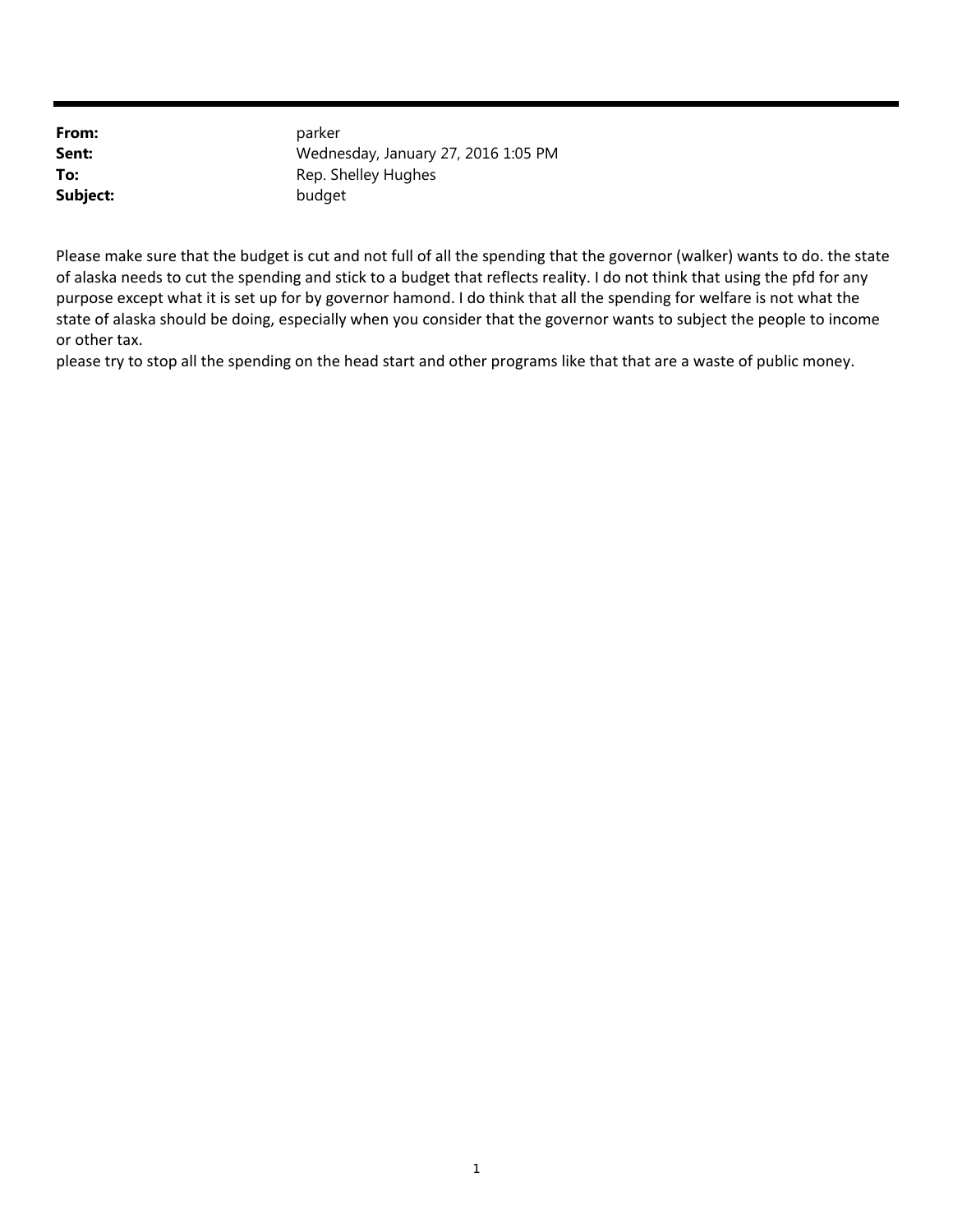| | |
|---|---|
| **From:** | parker |
| **Sent:** | Wednesday, January 27, 2016 1:05 PM |
| **To:** | Rep. Shelley Hughes |
| **Subject:** | budget |

Please make sure that the budget is cut and not full of all the spending that the governor (walker) wants to do. the state of alaska needs to cut the spending and stick to a budget that reflects reality. I do not think that using the pfd for any purpose except what it is set up for by governor hamond. I do think that all the spending for welfare is not what the state of alaska should be doing, especially when you consider that the governor wants to subject the people to income or other tax.
please try to stop all the spending on the head start and other programs like that that are a waste of public money.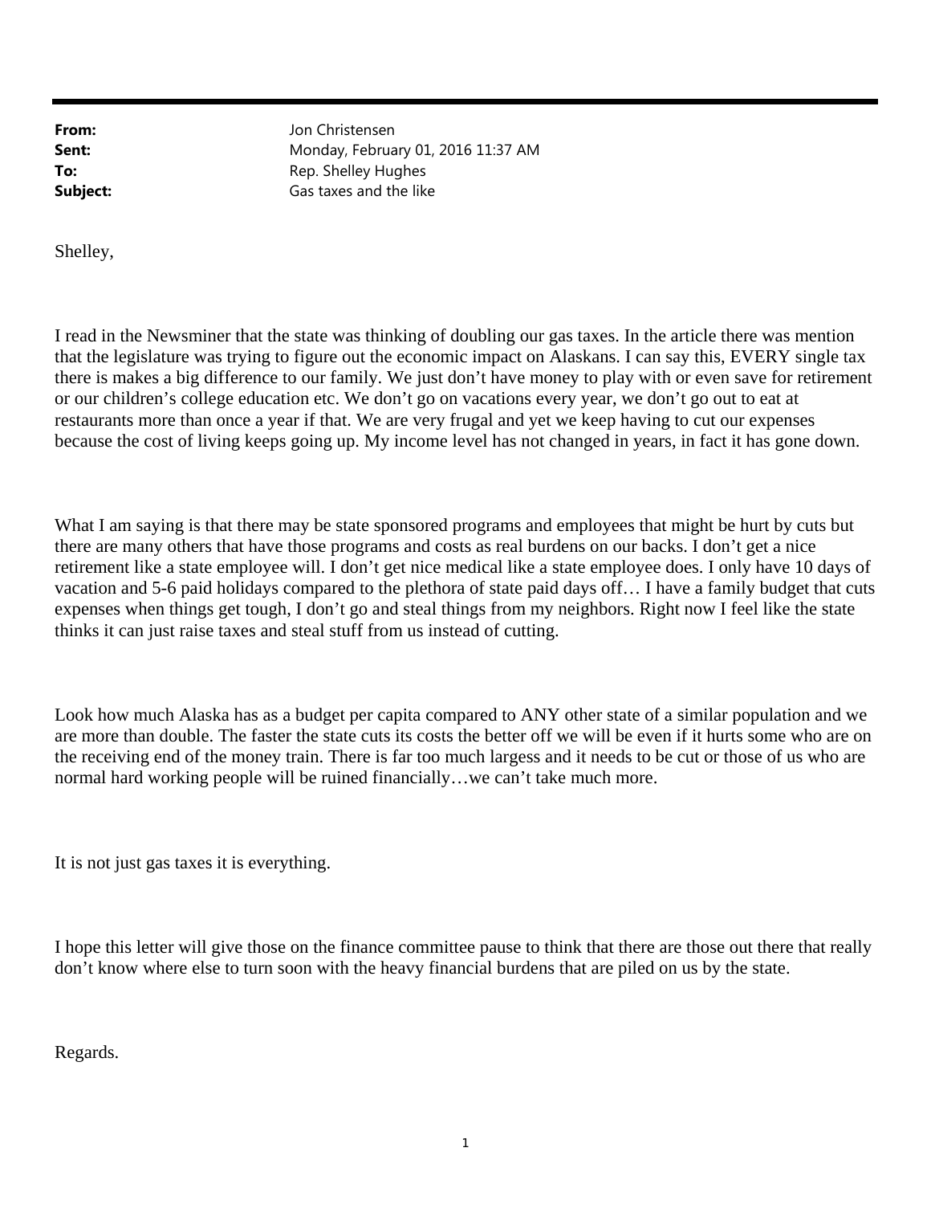**From:** Jon Christensen
**Sent:** Monday, February 01, 2016 11:37 AM
**To:** Rep. Shelley Hughes
**Subject:** Gas taxes and the like

Shelley,

I read in the Newsminer that the state was thinking of doubling our gas taxes. In the article there was mention that the legislature was trying to figure out the economic impact on Alaskans. I can say this, EVERY single tax there is makes a big difference to our family. We just don't have money to play with or even save for retirement or our children's college education etc. We don't go on vacations every year, we don't go out to eat at restaurants more than once a year if that. We are very frugal and yet we keep having to cut our expenses because the cost of living keeps going up. My income level has not changed in years, in fact it has gone down.

What I am saying is that there may be state sponsored programs and employees that might be hurt by cuts but there are many others that have those programs and costs as real burdens on our backs. I don't get a nice retirement like a state employee will. I don't get nice medical like a state employee does. I only have 10 days of vacation and 5-6 paid holidays compared to the plethora of state paid days off… I have a family budget that cuts expenses when things get tough, I don't go and steal things from my neighbors. Right now I feel like the state thinks it can just raise taxes and steal stuff from us instead of cutting.

Look how much Alaska has as a budget per capita compared to ANY other state of a similar population and we are more than double. The faster the state cuts its costs the better off we will be even if it hurts some who are on the receiving end of the money train. There is far too much largess and it needs to be cut or those of us who are normal hard working people will be ruined financially…we can't take much more.

It is not just gas taxes it is everything.

I hope this letter will give those on the finance committee pause to think that there are those out there that really don't know where else to turn soon with the heavy financial burdens that are piled on us by the state.

Regards.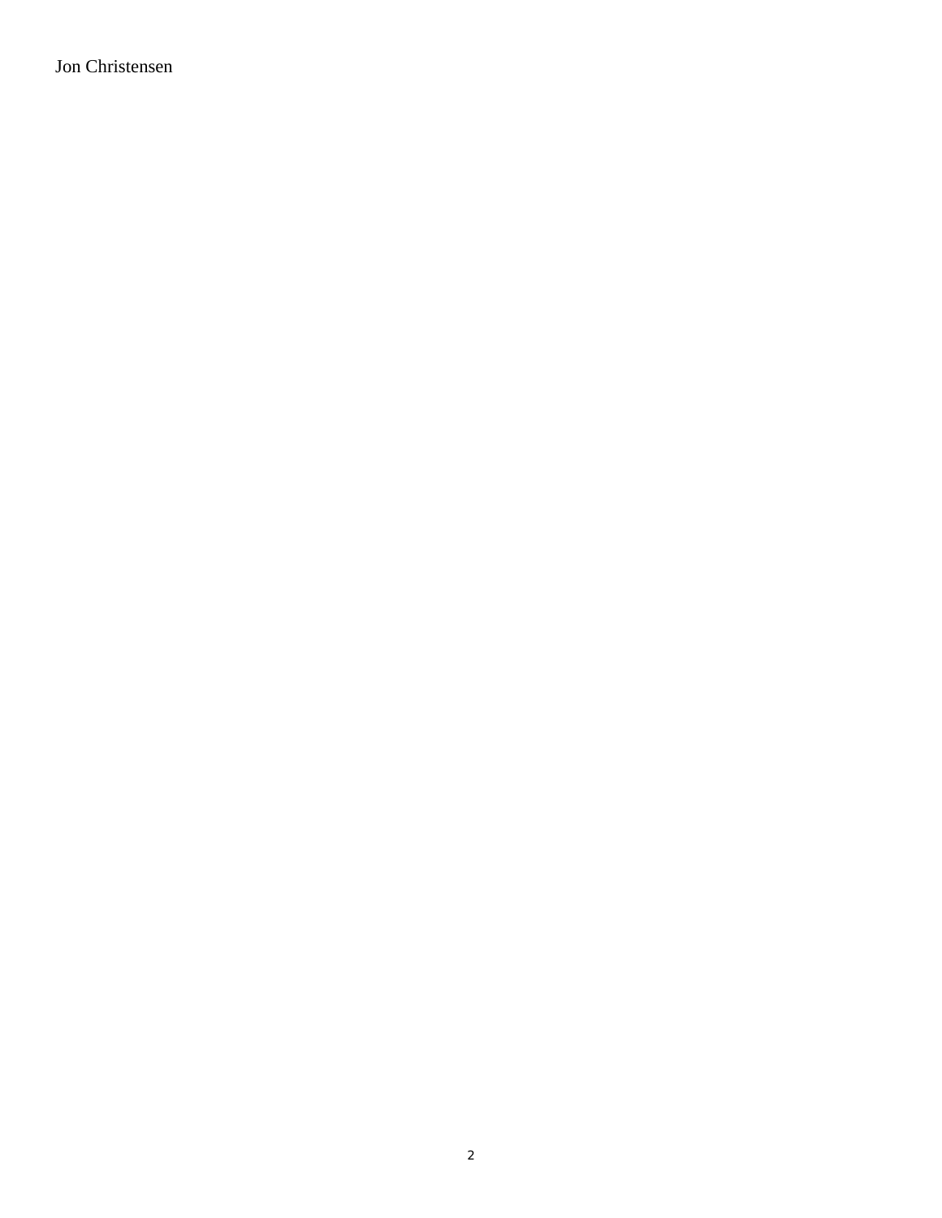Jon Christensen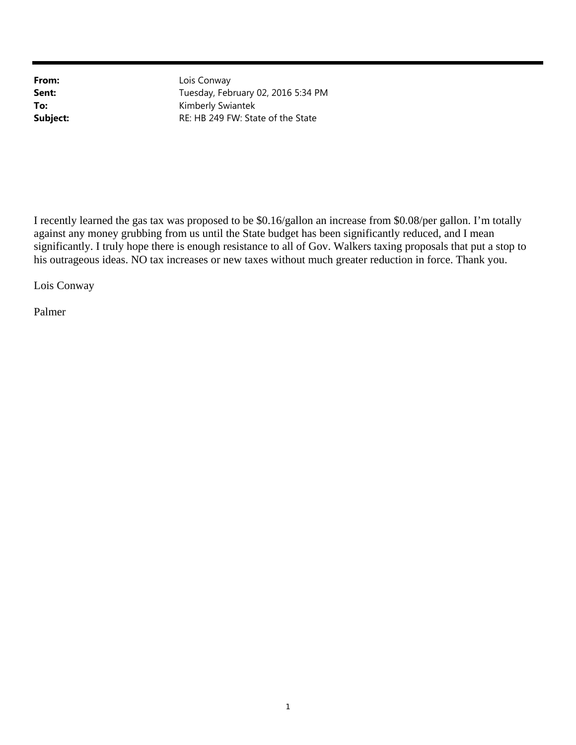**From:** Lois Conway
**Sent:** Tuesday, February 02, 2016 5:34 PM
**To:** Kimberly Swiantek
**Subject:** RE: HB 249 FW: State of the State

I recently learned the gas tax was proposed to be $0.16/gallon an increase from $0.08/per gallon. I'm totally against any money grubbing from us until the State budget has been significantly reduced, and I mean significantly. I truly hope there is enough resistance to all of Gov. Walkers taxing proposals that put a stop to his outrageous ideas. NO tax increases or new taxes without much greater reduction in force. Thank you.

Lois Conway

Palmer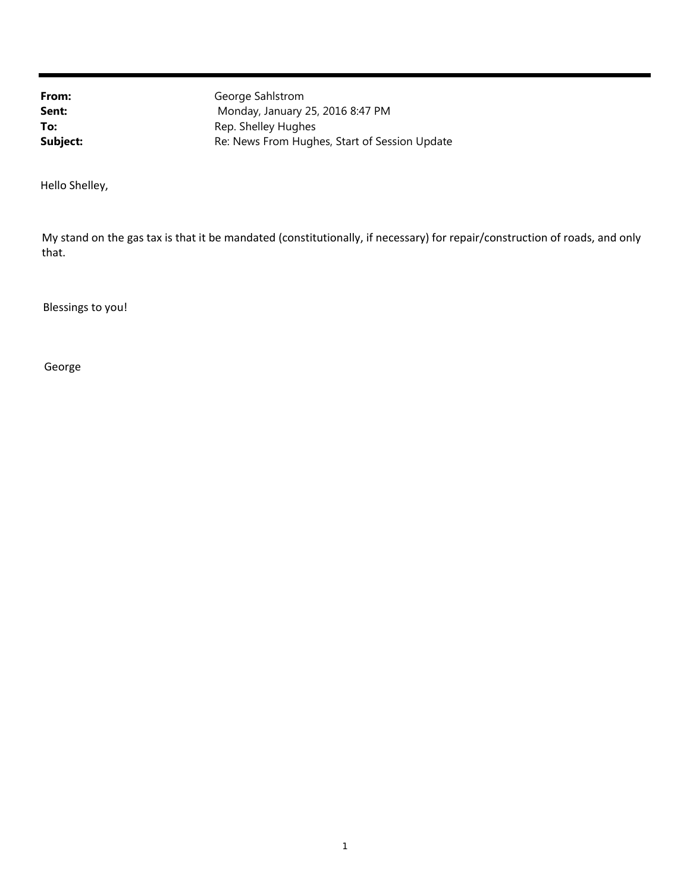**From:** George Sahlstrom
**Sent:** Monday, January 25, 2016 8:47 PM
**To:** Rep. Shelley Hughes
**Subject:** Re: News From Hughes, Start of Session Update

Hello Shelley,

My stand on the gas tax is that it be mandated (constitutionally, if necessary) for repair/construction of roads, and only that.

Blessings to you!

George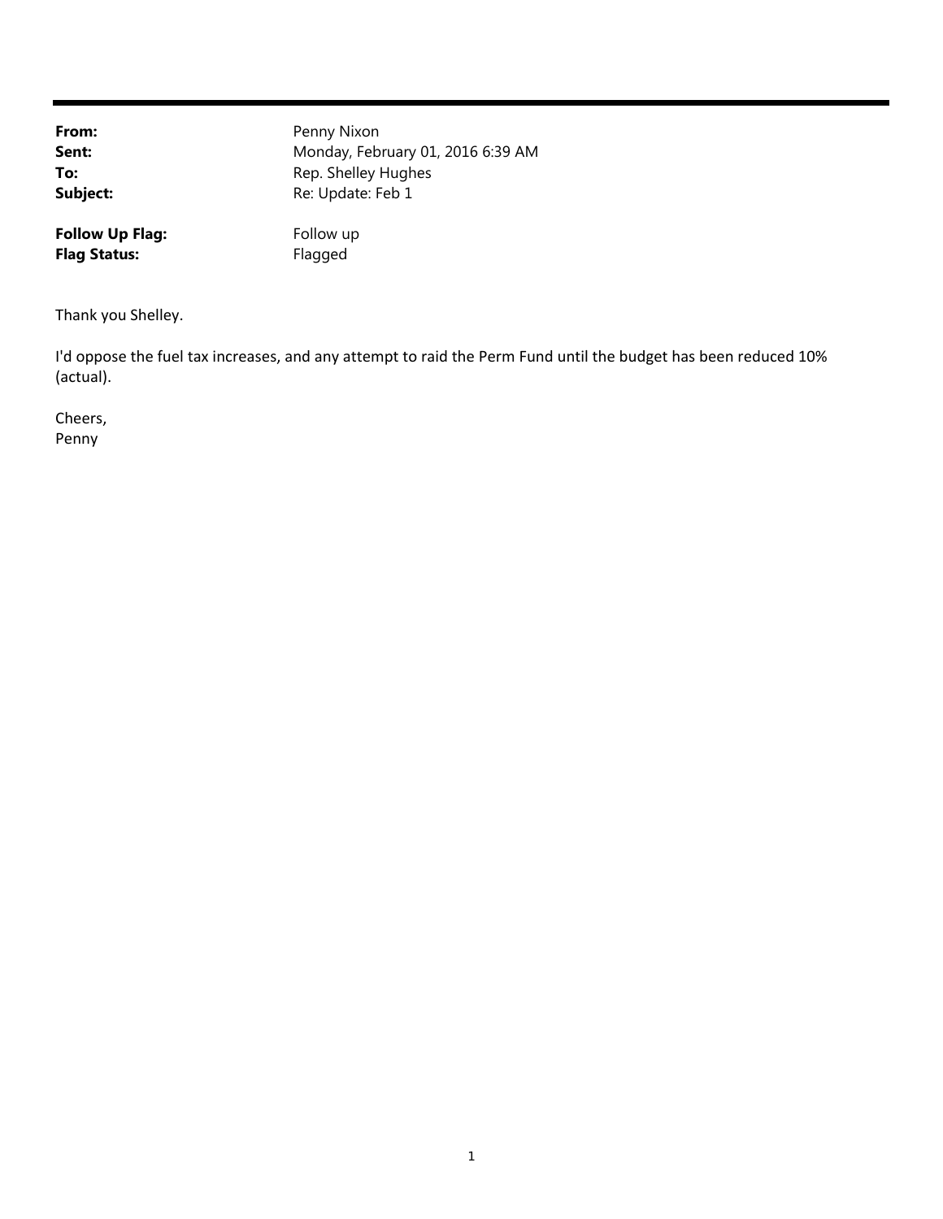**From:** Penny Nixon
**Sent:** Monday, February 01, 2016 6:39 AM
**To:** Rep. Shelley Hughes
**Subject:** Re: Update: Feb 1

**Follow Up Flag:** Follow up
**Flag Status:** Flagged

Thank you Shelley.

I'd oppose the fuel tax increases, and any attempt to raid the Perm Fund until the budget has been reduced 10% (actual).

Cheers,
Penny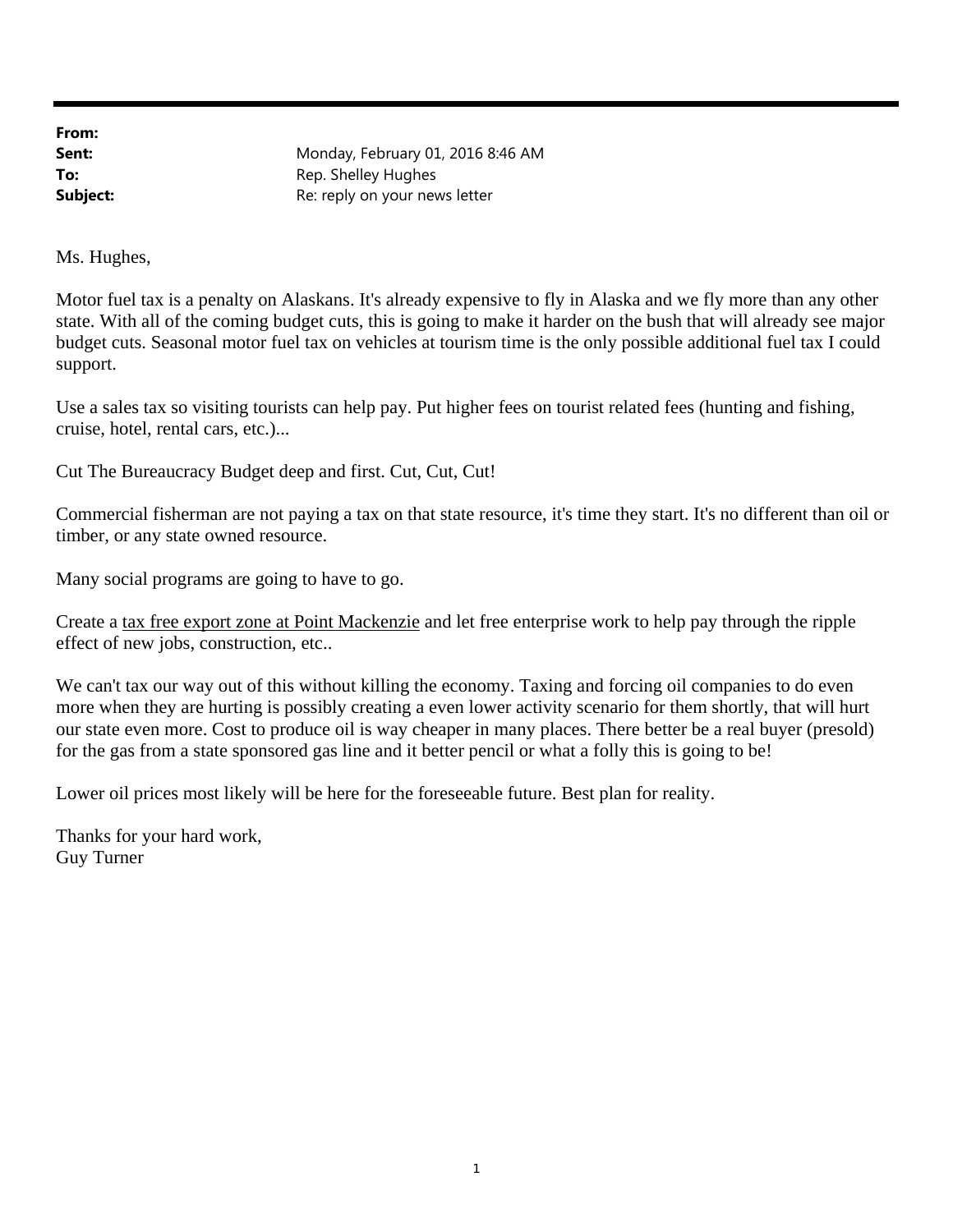**From:**
**Sent:** Monday, February 01, 2016 8:46 AM
**To:** Rep. Shelley Hughes
**Subject:** Re: reply on your news letter

Ms. Hughes,

Motor fuel tax is a penalty on Alaskans. It's already expensive to fly in Alaska and we fly more than any other state. With all of the coming budget cuts, this is going to make it harder on the bush that will already see major budget cuts. Seasonal motor fuel tax on vehicles at tourism time is the only possible additional fuel tax I could support.

Use a sales tax so visiting tourists can help pay. Put higher fees on tourist related fees (hunting and fishing, cruise, hotel, rental cars, etc.)...

Cut The Bureaucracy Budget deep and first. Cut, Cut, Cut!

Commercial fisherman are not paying a tax on that state resource, it's time they start. It's no different than oil or timber, or any state owned resource.

Many social programs are going to have to go.

Create a tax free export zone at Point Mackenzie and let free enterprise work to help pay through the ripple effect of new jobs, construction, etc..

We can't tax our way out of this without killing the economy. Taxing and forcing oil companies to do even more when they are hurting is possibly creating a even lower activity scenario for them shortly, that will hurt our state even more. Cost to produce oil is way cheaper in many places. There better be a real buyer (presold) for the gas from a state sponsored gas line and it better pencil or what a folly this is going to be!

Lower oil prices most likely will be here for the foreseeable future. Best plan for reality.

Thanks for your hard work,
Guy Turner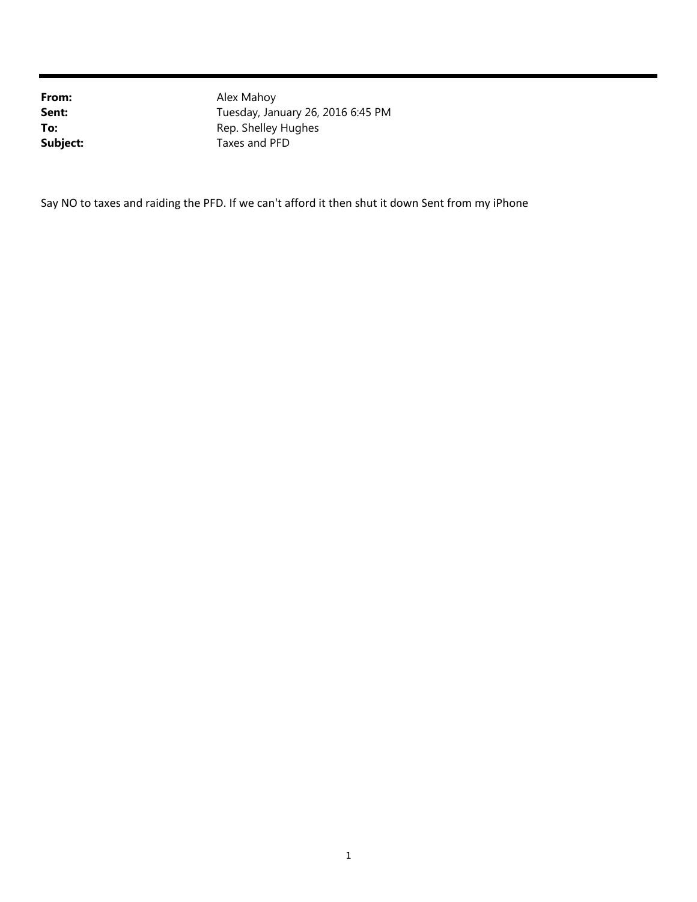**From:** Alex Mahoy
**Sent:** Tuesday, January 26, 2016 6:45 PM
**To:** Rep. Shelley Hughes
**Subject:** Taxes and PFD

Say NO to taxes and raiding the PFD. If we can't afford it then shut it down Sent from my iPhone